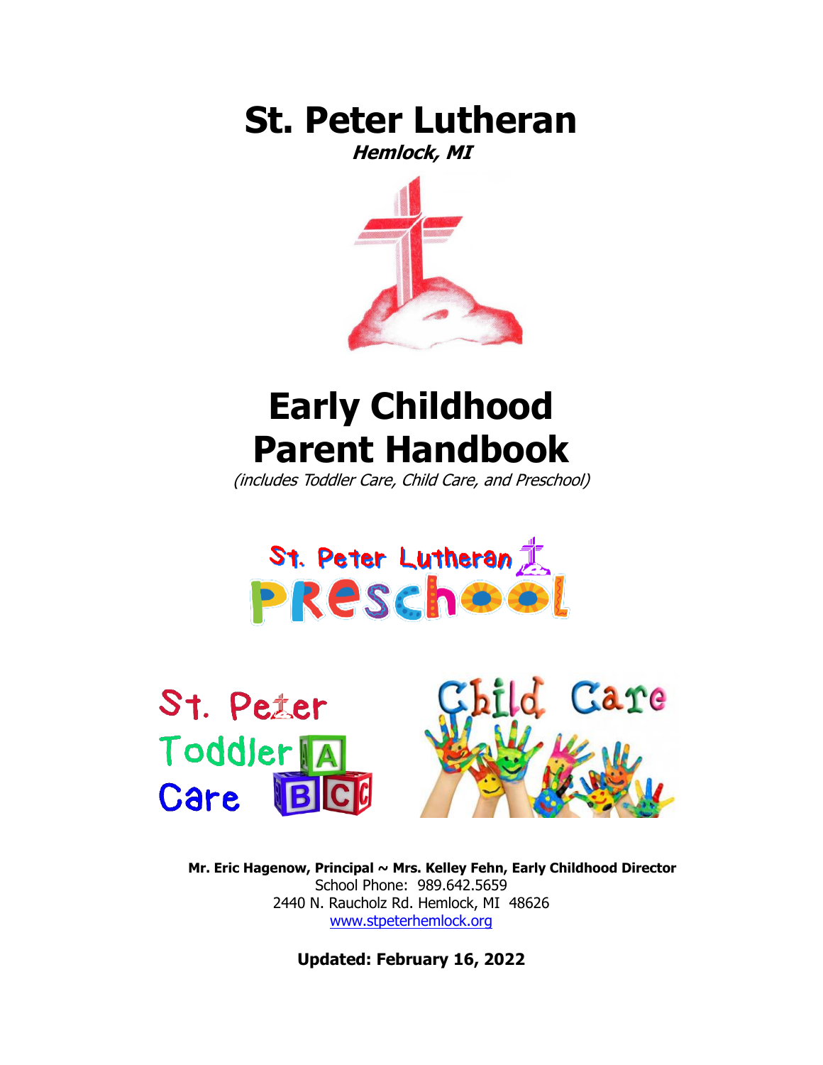# St. Peter Lutheran

***Hemlock, MI***

# Early Childhood Parent Handbook

*(includes Toddler Care, Child Care, and Preschool)*

**Mr. Eric Hagenow, Principal ~ Mrs. Kelley Fehn, Early Childhood Director**

School Phone: 989.642.5659

2440 N. Raucholz Rd. Hemlock, MI 48626

www.stpeterhemlock.org

**Updated: February 16, 2022**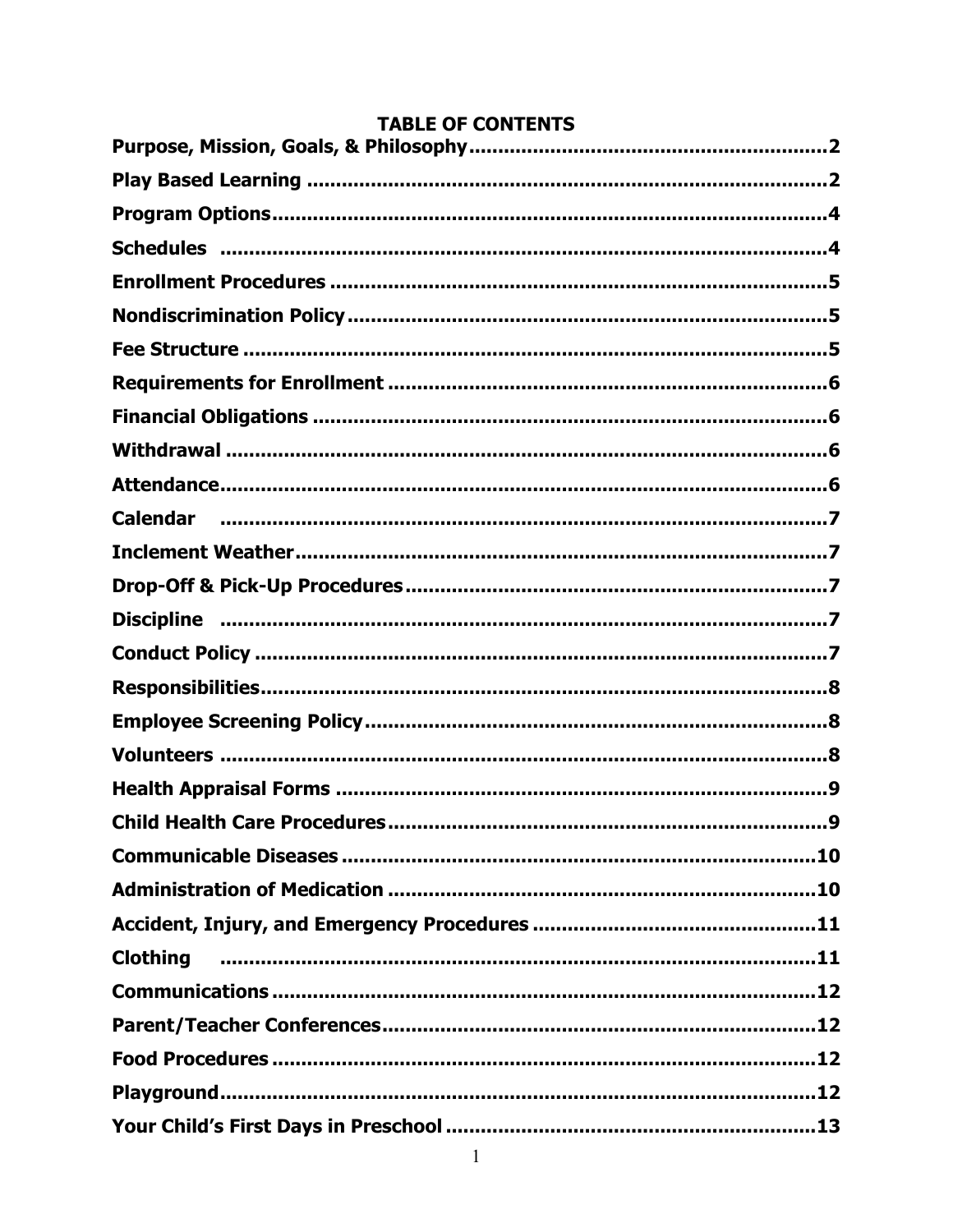## TABLE OF CONTENTS

| Section | Page |
| --- | --- |
| **Purpose, Mission, Goals, & Philosophy** | **2** |
| **Play Based Learning** | **2** |
| **Program Options** | **4** |
| **Schedules** | **4** |
| **Enrollment Procedures** | **5** |
| **Nondiscrimination Policy** | **5** |
| **Fee Structure** | **5** |
| **Requirements for Enrollment** | **6** |
| **Financial Obligations** | **6** |
| **Withdrawal** | **6** |
| **Attendance** | **6** |
| **Calendar** | **7** |
| **Inclement Weather** | **7** |
| **Drop-Off & Pick-Up Procedures** | **7** |
| **Discipline** | **7** |
| **Conduct Policy** | **7** |
| **Responsibilities** | **8** |
| **Employee Screening Policy** | **8** |
| **Volunteers** | **8** |
| **Health Appraisal Forms** | **9** |
| **Child Health Care Procedures** | **9** |
| **Communicable Diseases** | **10** |
| **Administration of Medication** | **10** |
| **Accident, Injury, and Emergency Procedures** | **11** |
| **Clothing** | **11** |
| **Communications** | **12** |
| **Parent/Teacher Conferences** | **12** |
| **Food Procedures** | **12** |
| **Playground** | **12** |
| **Your Child's First Days in Preschool** | **13** |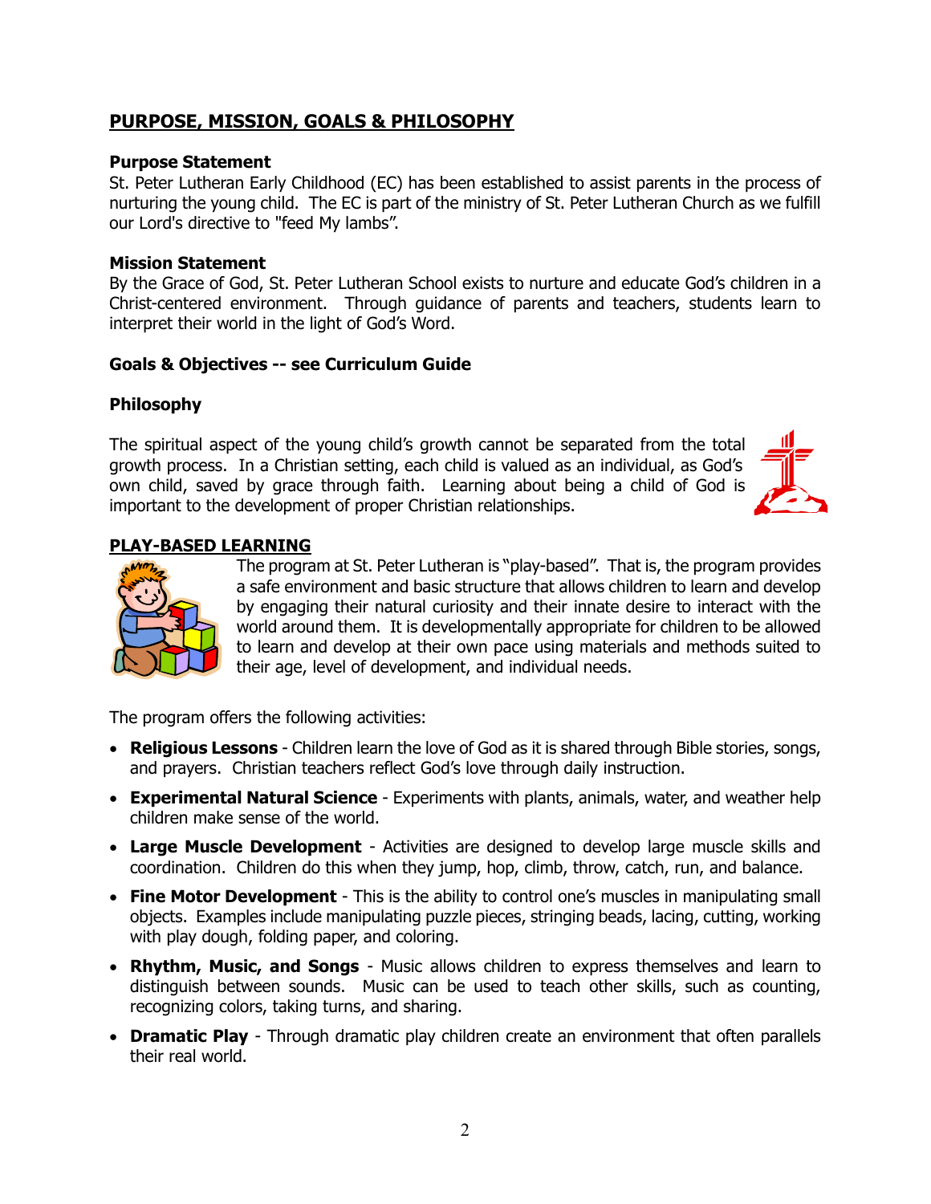## PURPOSE, MISSION, GOALS & PHILOSOPHY

### Purpose Statement

St. Peter Lutheran Early Childhood (EC) has been established to assist parents in the process of nurturing the young child. The EC is part of the ministry of St. Peter Lutheran Church as we fulfill our Lord's directive to "feed My lambs".

### Mission Statement

By the Grace of God, St. Peter Lutheran School exists to nurture and educate God's children in a Christ-centered environment. Through guidance of parents and teachers, students learn to interpret their world in the light of God's Word.

### Goals & Objectives -- see Curriculum Guide

### Philosophy

The spiritual aspect of the young child's growth cannot be separated from the total growth process. In a Christian setting, each child is valued as an individual, as God's own child, saved by grace through faith. Learning about being a child of God is important to the development of proper Christian relationships.

## PLAY-BASED LEARNING

The program at St. Peter Lutheran is "play-based". That is, the program provides a safe environment and basic structure that allows children to learn and develop by engaging their natural curiosity and their innate desire to interact with the world around them. It is developmentally appropriate for children to be allowed to learn and develop at their own pace using materials and methods suited to their age, level of development, and individual needs.

The program offers the following activities:

- **Religious Lessons** - Children learn the love of God as it is shared through Bible stories, songs, and prayers. Christian teachers reflect God's love through daily instruction.
- **Experimental Natural Science** - Experiments with plants, animals, water, and weather help children make sense of the world.
- **Large Muscle Development** - Activities are designed to develop large muscle skills and coordination. Children do this when they jump, hop, climb, throw, catch, run, and balance.
- **Fine Motor Development** - This is the ability to control one's muscles in manipulating small objects. Examples include manipulating puzzle pieces, stringing beads, lacing, cutting, working with play dough, folding paper, and coloring.
- **Rhythm, Music, and Songs** - Music allows children to express themselves and learn to distinguish between sounds. Music can be used to teach other skills, such as counting, recognizing colors, taking turns, and sharing.
- **Dramatic Play** - Through dramatic play children create an environment that often parallels their real world.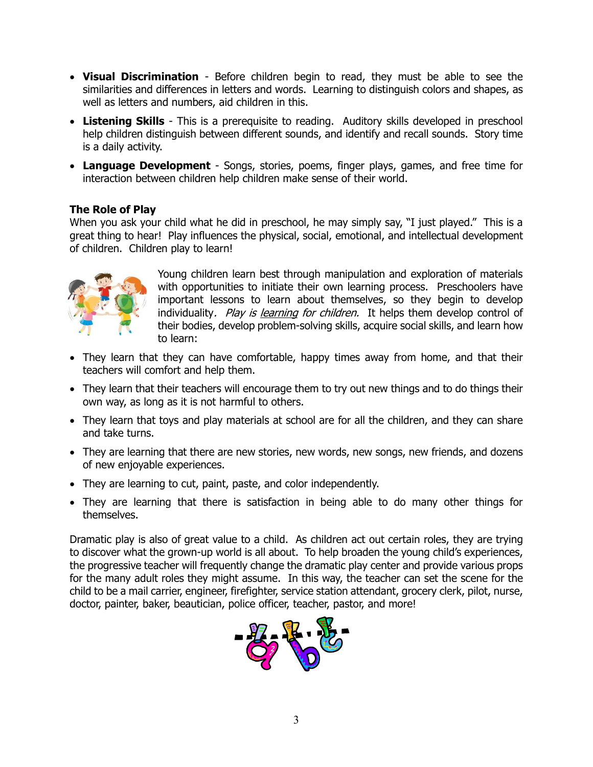- **Visual Discrimination** - Before children begin to read, they must be able to see the similarities and differences in letters and words. Learning to distinguish colors and shapes, as well as letters and numbers, aid children in this.
- **Listening Skills** - This is a prerequisite to reading. Auditory skills developed in preschool help children distinguish between different sounds, and identify and recall sounds. Story time is a daily activity.
- **Language Development** - Songs, stories, poems, finger plays, games, and free time for interaction between children help children make sense of their world.

**The Role of Play**

When you ask your child what he did in preschool, he may simply say, "I just played." This is a great thing to hear! Play influences the physical, social, emotional, and intellectual development of children. Children play to learn!

Young children learn best through manipulation and exploration of materials with opportunities to initiate their own learning process. Preschoolers have important lessons to learn about themselves, so they begin to develop individuality. *Play is learning for children.* It helps them develop control of their bodies, develop problem-solving skills, acquire social skills, and learn how to learn:

- They learn that they can have comfortable, happy times away from home, and that their teachers will comfort and help them.
- They learn that their teachers will encourage them to try out new things and to do things their own way, as long as it is not harmful to others.
- They learn that toys and play materials at school are for all the children, and they can share and take turns.
- They are learning that there are new stories, new words, new songs, new friends, and dozens of new enjoyable experiences.
- They are learning to cut, paint, paste, and color independently.
- They are learning that there is satisfaction in being able to do many other things for themselves.

Dramatic play is also of great value to a child. As children act out certain roles, they are trying to discover what the grown-up world is all about. To help broaden the young child's experiences, the progressive teacher will frequently change the dramatic play center and provide various props for the many adult roles they might assume. In this way, the teacher can set the scene for the child to be a mail carrier, engineer, firefighter, service station attendant, grocery clerk, pilot, nurse, doctor, painter, baker, beautician, police officer, teacher, pastor, and more!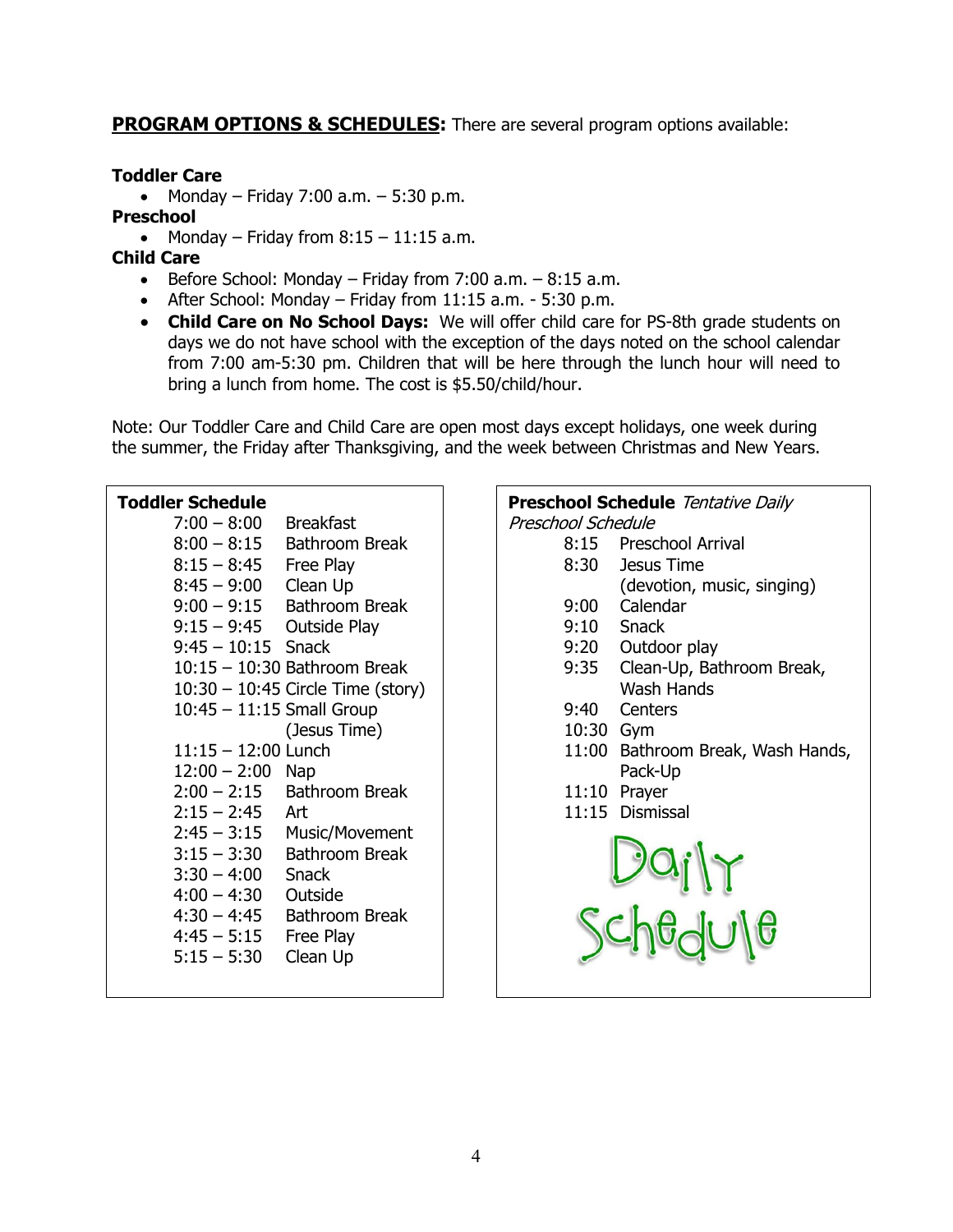**PROGRAM OPTIONS & SCHEDULES:** There are several program options available:

**Toddler Care**

- Monday – Friday 7:00 a.m. – 5:30 p.m.

**Preschool**

- Monday – Friday from 8:15 – 11:15 a.m.

**Child Care**

- Before School: Monday – Friday from 7:00 a.m. – 8:15 a.m.
- After School: Monday – Friday from 11:15 a.m. - 5:30 p.m.
- **Child Care on No School Days:** We will offer child care for PS-8th grade students on days we do not have school with the exception of the days noted on the school calendar from 7:00 am-5:30 pm. Children that will be here through the lunch hour will need to bring a lunch from home. The cost is $5.50/child/hour.

Note: Our Toddler Care and Child Care are open most days except holidays, one week during the summer, the Friday after Thanksgiving, and the week between Christmas and New Years.

**Toddler Schedule**

| Time | Activity |
| --- | --- |
| 7:00 – 8:00 | Breakfast |
| 8:00 – 8:15 | Bathroom Break |
| 8:15 – 8:45 | Free Play |
| 8:45 – 9:00 | Clean Up |
| 9:00 – 9:15 | Bathroom Break |
| 9:15 – 9:45 | Outside Play |
| 9:45 – 10:15 | Snack |
| 10:15 – 10:30 | Bathroom Break |
| 10:30 – 10:45 | Circle Time (story) |
| 10:45 – 11:15 | Small Group (Jesus Time) |
| 11:15 – 12:00 | Lunch |
| 12:00 – 2:00 | Nap |
| 2:00 – 2:15 | Bathroom Break |
| 2:15 – 2:45 | Art |
| 2:45 – 3:15 | Music/Movement |
| 3:15 – 3:30 | Bathroom Break |
| 3:30 – 4:00 | Snack |
| 4:00 – 4:30 | Outside |
| 4:30 – 4:45 | Bathroom Break |
| 4:45 – 5:15 | Free Play |
| 5:15 – 5:30 | Clean Up |

**Preschool Schedule** *Tentative Daily Preschool Schedule*

| Time | Activity |
| --- | --- |
| 8:15 | Preschool Arrival |
| 8:30 | Jesus Time (devotion, music, singing) |
| 9:00 | Calendar |
| 9:10 | Snack |
| 9:20 | Outdoor play |
| 9:35 | Clean-Up, Bathroom Break, Wash Hands |
| 9:40 | Centers |
| 10:30 | Gym |
| 11:00 | Bathroom Break, Wash Hands, Pack-Up |
| 11:10 | Prayer |
| 11:15 | Dismissal |

Daily Schedule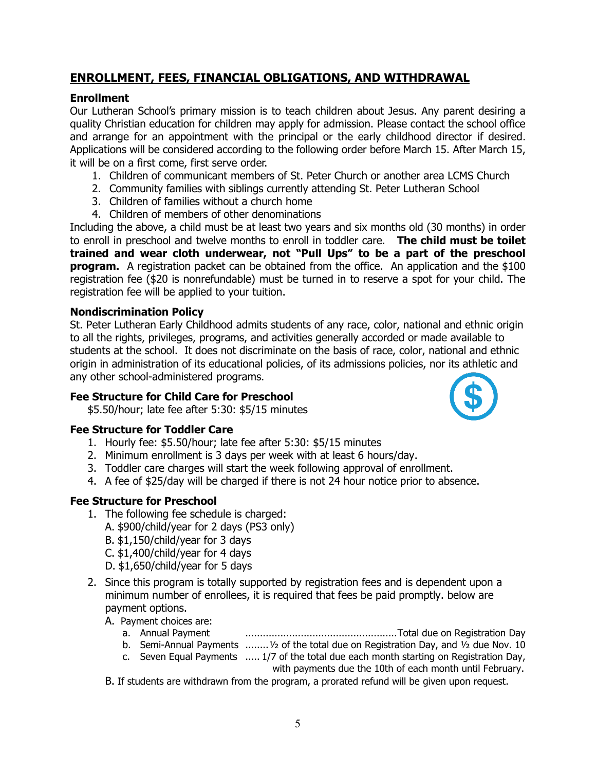## ENROLLMENT, FEES, FINANCIAL OBLIGATIONS, AND WITHDRAWAL

### Enrollment

Our Lutheran School's primary mission is to teach children about Jesus. Any parent desiring a quality Christian education for children may apply for admission. Please contact the school office and arrange for an appointment with the principal or the early childhood director if desired. Applications will be considered according to the following order before March 15. After March 15, it will be on a first come, first serve order.

1. Children of communicant members of St. Peter Church or another area LCMS Church
2. Community families with siblings currently attending St. Peter Lutheran School
3. Children of families without a church home
4. Children of members of other denominations

Including the above, a child must be at least two years and six months old (30 months) in order to enroll in preschool and twelve months to enroll in toddler care. **The child must be toilet trained and wear cloth underwear, not "Pull Ups" to be a part of the preschool program.** A registration packet can be obtained from the office. An application and the $100 registration fee ($20 is nonrefundable) must be turned in to reserve a spot for your child. The registration fee will be applied to your tuition.

### Nondiscrimination Policy

St. Peter Lutheran Early Childhood admits students of any race, color, national and ethnic origin to all the rights, privileges, programs, and activities generally accorded or made available to students at the school. It does not discriminate on the basis of race, color, national and ethnic origin in administration of its educational policies, of its admissions policies, nor its athletic and any other school-administered programs.

### Fee Structure for Child Care for Preschool

$5.50/hour; late fee after 5:30: $5/15 minutes

### Fee Structure for Toddler Care

1. Hourly fee: $5.50/hour; late fee after 5:30: $5/15 minutes
2. Minimum enrollment is 3 days per week with at least 6 hours/day.
3. Toddler care charges will start the week following approval of enrollment.
4. A fee of $25/day will be charged if there is not 24 hour notice prior to absence.

### Fee Structure for Preschool

1. The following fee schedule is charged:
   A. $900/child/year for 2 days (PS3 only)
   B. $1,150/child/year for 3 days
   C. $1,400/child/year for 4 days
   D. $1,650/child/year for 5 days
2. Since this program is totally supported by registration fees and is dependent upon a minimum number of enrollees, it is required that fees be paid promptly. below are payment options.
   A. Payment choices are:
      a. Annual Payment ....................................................Total due on Registration Day
      b. Semi-Annual Payments ........½ of the total due on Registration Day, and ½ due Nov. 10
      c. Seven Equal Payments ..... 1/7 of the total due each month starting on Registration Day, with payments due the 10th of each month until February.

   B. If students are withdrawn from the program, a prorated refund will be given upon request.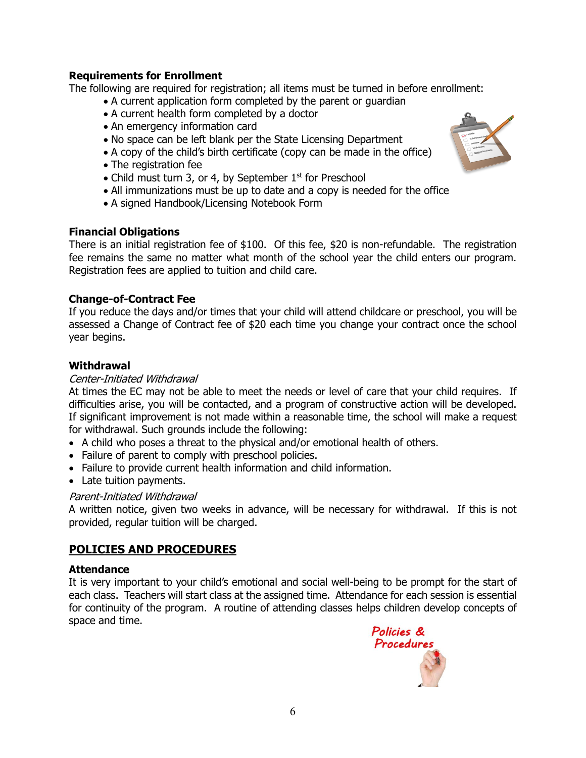### Requirements for Enrollment

The following are required for registration; all items must be turned in before enrollment:

- A current application form completed by the parent or guardian
- A current health form completed by a doctor
- An emergency information card
- No space can be left blank per the State Licensing Department
- A copy of the child's birth certificate (copy can be made in the office)
- The registration fee
- Child must turn 3, or 4, by September 1st for Preschool
- All immunizations must be up to date and a copy is needed for the office
- A signed Handbook/Licensing Notebook Form

### Financial Obligations

There is an initial registration fee of $100. Of this fee, $20 is non-refundable. The registration fee remains the same no matter what month of the school year the child enters our program. Registration fees are applied to tuition and child care.

### Change-of-Contract Fee

If you reduce the days and/or times that your child will attend childcare or preschool, you will be assessed a Change of Contract fee of $20 each time you change your contract once the school year begins.

### Withdrawal

*Center-Initiated Withdrawal*

At times the EC may not be able to meet the needs or level of care that your child requires. If difficulties arise, you will be contacted, and a program of constructive action will be developed. If significant improvement is not made within a reasonable time, the school will make a request for withdrawal. Such grounds include the following:

- A child who poses a threat to the physical and/or emotional health of others.
- Failure of parent to comply with preschool policies.
- Failure to provide current health information and child information.
- Late tuition payments.

*Parent-Initiated Withdrawal*

A written notice, given two weeks in advance, will be necessary for withdrawal. If this is not provided, regular tuition will be charged.

## POLICIES AND PROCEDURES

### Attendance

It is very important to your child's emotional and social well-being to be prompt for the start of each class. Teachers will start class at the assigned time. Attendance for each session is essential for continuity of the program. A routine of attending classes helps children develop concepts of space and time.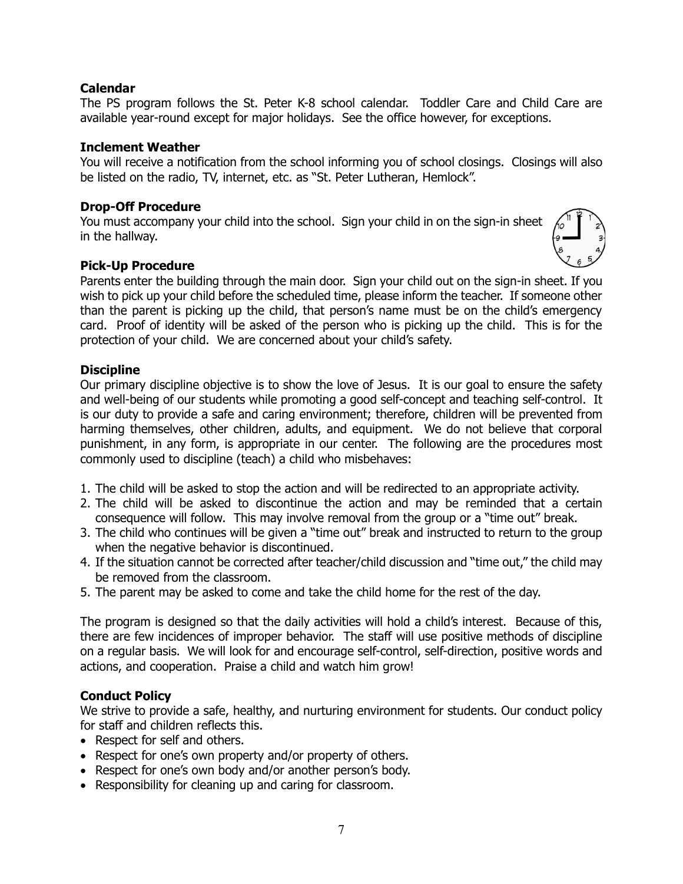### Calendar

The PS program follows the St. Peter K-8 school calendar. Toddler Care and Child Care are available year-round except for major holidays. See the office however, for exceptions.

### Inclement Weather

You will receive a notification from the school informing you of school closings. Closings will also be listed on the radio, TV, internet, etc. as "St. Peter Lutheran, Hemlock".

### Drop-Off Procedure

You must accompany your child into the school. Sign your child in on the sign-in sheet in the hallway.

### Pick-Up Procedure

Parents enter the building through the main door. Sign your child out on the sign-in sheet. If you wish to pick up your child before the scheduled time, please inform the teacher. If someone other than the parent is picking up the child, that person's name must be on the child's emergency card. Proof of identity will be asked of the person who is picking up the child. This is for the protection of your child. We are concerned about your child's safety.

### Discipline

Our primary discipline objective is to show the love of Jesus. It is our goal to ensure the safety and well-being of our students while promoting a good self-concept and teaching self-control. It is our duty to provide a safe and caring environment; therefore, children will be prevented from harming themselves, other children, adults, and equipment. We do not believe that corporal punishment, in any form, is appropriate in our center. The following are the procedures most commonly used to discipline (teach) a child who misbehaves:

1. The child will be asked to stop the action and will be redirected to an appropriate activity.
2. The child will be asked to discontinue the action and may be reminded that a certain consequence will follow. This may involve removal from the group or a "time out" break.
3. The child who continues will be given a "time out" break and instructed to return to the group when the negative behavior is discontinued.
4. If the situation cannot be corrected after teacher/child discussion and "time out," the child may be removed from the classroom.
5. The parent may be asked to come and take the child home for the rest of the day.

The program is designed so that the daily activities will hold a child's interest. Because of this, there are few incidences of improper behavior. The staff will use positive methods of discipline on a regular basis. We will look for and encourage self-control, self-direction, positive words and actions, and cooperation. Praise a child and watch him grow!

### Conduct Policy

We strive to provide a safe, healthy, and nurturing environment for students. Our conduct policy for staff and children reflects this.

- Respect for self and others.
- Respect for one's own property and/or property of others.
- Respect for one's own body and/or another person's body.
- Responsibility for cleaning up and caring for classroom.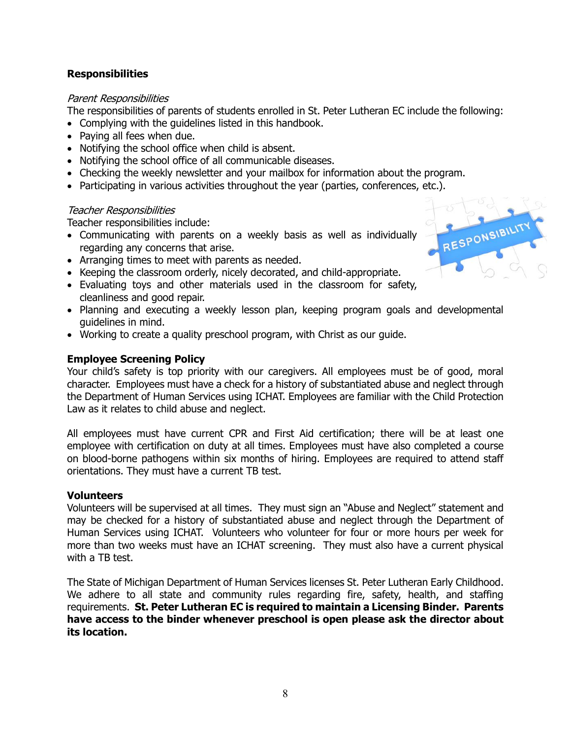**Responsibilities**

*Parent Responsibilities*

The responsibilities of parents of students enrolled in St. Peter Lutheran EC include the following:

- Complying with the guidelines listed in this handbook.
- Paying all fees when due.
- Notifying the school office when child is absent.
- Notifying the school office of all communicable diseases.
- Checking the weekly newsletter and your mailbox for information about the program.
- Participating in various activities throughout the year (parties, conferences, etc.).

*Teacher Responsibilities*

Teacher responsibilities include:

- Communicating with parents on a weekly basis as well as individually regarding any concerns that arise.
- Arranging times to meet with parents as needed.
- Keeping the classroom orderly, nicely decorated, and child-appropriate.
- Evaluating toys and other materials used in the classroom for safety, cleanliness and good repair.
- Planning and executing a weekly lesson plan, keeping program goals and developmental guidelines in mind.
- Working to create a quality preschool program, with Christ as our guide.

**Employee Screening Policy**

Your child's safety is top priority with our caregivers. All employees must be of good, moral character. Employees must have a check for a history of substantiated abuse and neglect through the Department of Human Services using ICHAT. Employees are familiar with the Child Protection Law as it relates to child abuse and neglect.

All employees must have current CPR and First Aid certification; there will be at least one employee with certification on duty at all times. Employees must have also completed a course on blood-borne pathogens within six months of hiring. Employees are required to attend staff orientations. They must have a current TB test.

**Volunteers**

Volunteers will be supervised at all times. They must sign an "Abuse and Neglect" statement and may be checked for a history of substantiated abuse and neglect through the Department of Human Services using ICHAT. Volunteers who volunteer for four or more hours per week for more than two weeks must have an ICHAT screening. They must also have a current physical with a TB test.

The State of Michigan Department of Human Services licenses St. Peter Lutheran Early Childhood. We adhere to all state and community rules regarding fire, safety, health, and staffing requirements. **St. Peter Lutheran EC is required to maintain a Licensing Binder. Parents have access to the binder whenever preschool is open please ask the director about its location.**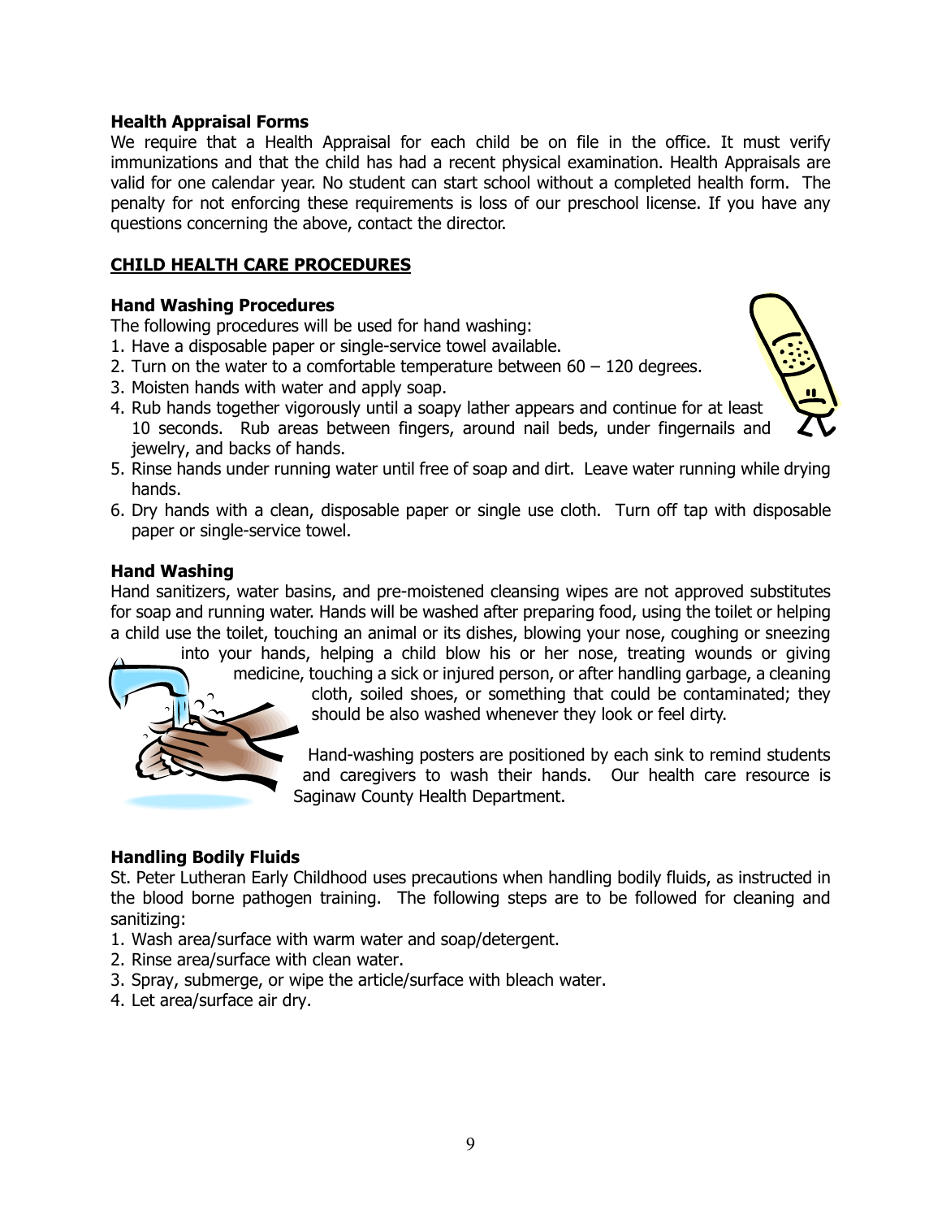### Health Appraisal Forms

We require that a Health Appraisal for each child be on file in the office. It must verify immunizations and that the child has had a recent physical examination. Health Appraisals are valid for one calendar year. No student can start school without a completed health form. The penalty for not enforcing these requirements is loss of our preschool license. If you have any questions concerning the above, contact the director.

## CHILD HEALTH CARE PROCEDURES

### Hand Washing Procedures

The following procedures will be used for hand washing:

1. Have a disposable paper or single-service towel available.
2. Turn on the water to a comfortable temperature between 60 – 120 degrees.
3. Moisten hands with water and apply soap.
4. Rub hands together vigorously until a soapy lather appears and continue for at least 10 seconds. Rub areas between fingers, around nail beds, under fingernails and jewelry, and backs of hands.
5. Rinse hands under running water until free of soap and dirt. Leave water running while drying hands.
6. Dry hands with a clean, disposable paper or single use cloth. Turn off tap with disposable paper or single-service towel.

### Hand Washing

Hand sanitizers, water basins, and pre-moistened cleansing wipes are not approved substitutes for soap and running water. Hands will be washed after preparing food, using the toilet or helping a child use the toilet, touching an animal or its dishes, blowing your nose, coughing or sneezing into your hands, helping a child blow his or her nose, treating wounds or giving medicine, touching a sick or injured person, or after handling garbage, a cleaning cloth, soiled shoes, or something that could be contaminated; they should be also washed whenever they look or feel dirty.

Hand-washing posters are positioned by each sink to remind students and caregivers to wash their hands. Our health care resource is Saginaw County Health Department.

### Handling Bodily Fluids

St. Peter Lutheran Early Childhood uses precautions when handling bodily fluids, as instructed in the blood borne pathogen training. The following steps are to be followed for cleaning and sanitizing:

1. Wash area/surface with warm water and soap/detergent.
2. Rinse area/surface with clean water.
3. Spray, submerge, or wipe the article/surface with bleach water.
4. Let area/surface air dry.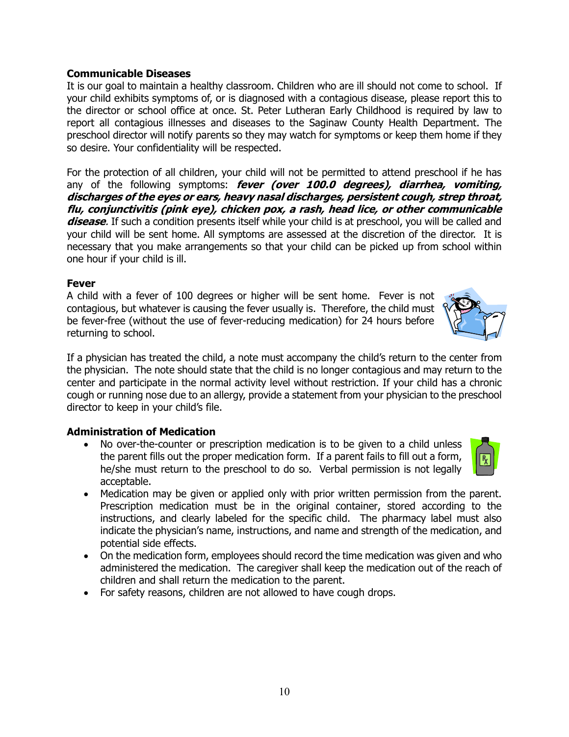**Communicable Diseases**

It is our goal to maintain a healthy classroom. Children who are ill should not come to school. If your child exhibits symptoms of, or is diagnosed with a contagious disease, please report this to the director or school office at once. St. Peter Lutheran Early Childhood is required by law to report all contagious illnesses and diseases to the Saginaw County Health Department. The preschool director will notify parents so they may watch for symptoms or keep them home if they so desire. Your confidentiality will be respected.

For the protection of all children, your child will not be permitted to attend preschool if he has any of the following symptoms: ***fever (over 100.0 degrees), diarrhea, vomiting, discharges of the eyes or ears, heavy nasal discharges, persistent cough, strep throat, flu, conjunctivitis (pink eye), chicken pox, a rash, head lice, or other communicable disease***. If such a condition presents itself while your child is at preschool, you will be called and your child will be sent home. All symptoms are assessed at the discretion of the director. It is necessary that you make arrangements so that your child can be picked up from school within one hour if your child is ill.

**Fever**

A child with a fever of 100 degrees or higher will be sent home. Fever is not contagious, but whatever is causing the fever usually is. Therefore, the child must be fever-free (without the use of fever-reducing medication) for 24 hours before returning to school.

If a physician has treated the child, a note must accompany the child's return to the center from the physician. The note should state that the child is no longer contagious and may return to the center and participate in the normal activity level without restriction. If your child has a chronic cough or running nose due to an allergy, provide a statement from your physician to the preschool director to keep in your child's file.

**Administration of Medication**

- No over-the-counter or prescription medication is to be given to a child unless the parent fills out the proper medication form. If a parent fails to fill out a form, he/she must return to the preschool to do so. Verbal permission is not legally acceptable.
- Medication may be given or applied only with prior written permission from the parent. Prescription medication must be in the original container, stored according to the instructions, and clearly labeled for the specific child. The pharmacy label must also indicate the physician's name, instructions, and name and strength of the medication, and potential side effects.
- On the medication form, employees should record the time medication was given and who administered the medication. The caregiver shall keep the medication out of the reach of children and shall return the medication to the parent.
- For safety reasons, children are not allowed to have cough drops.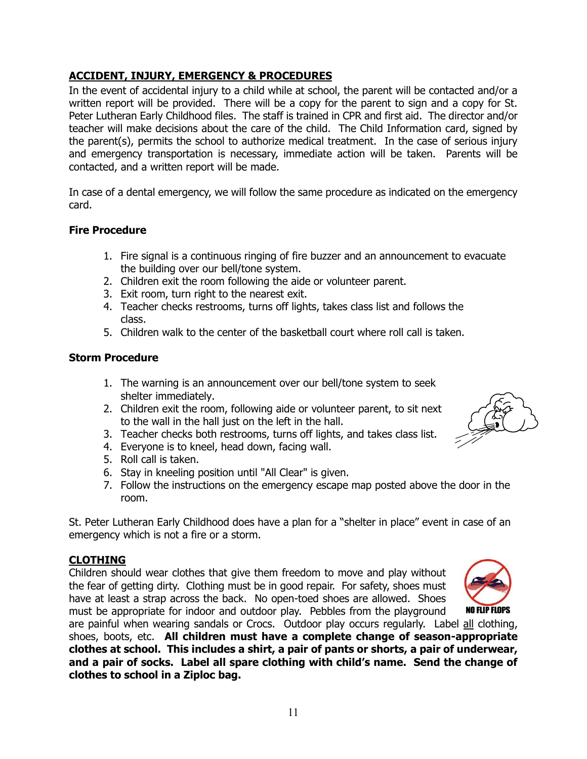## ACCIDENT, INJURY, EMERGENCY & PROCEDURES

In the event of accidental injury to a child while at school, the parent will be contacted and/or a written report will be provided. There will be a copy for the parent to sign and a copy for St. Peter Lutheran Early Childhood files. The staff is trained in CPR and first aid. The director and/or teacher will make decisions about the care of the child. The Child Information card, signed by the parent(s), permits the school to authorize medical treatment. In the case of serious injury and emergency transportation is necessary, immediate action will be taken. Parents will be contacted, and a written report will be made.

In case of a dental emergency, we will follow the same procedure as indicated on the emergency card.

### Fire Procedure

1. Fire signal is a continuous ringing of fire buzzer and an announcement to evacuate the building over our bell/tone system.
2. Children exit the room following the aide or volunteer parent.
3. Exit room, turn right to the nearest exit.
4. Teacher checks restrooms, turns off lights, takes class list and follows the class.
5. Children walk to the center of the basketball court where roll call is taken.

### Storm Procedure

1. The warning is an announcement over our bell/tone system to seek shelter immediately.
2. Children exit the room, following aide or volunteer parent, to sit next to the wall in the hall just on the left in the hall.
3. Teacher checks both restrooms, turns off lights, and takes class list.
4. Everyone is to kneel, head down, facing wall.
5. Roll call is taken.
6. Stay in kneeling position until "All Clear" is given.
7. Follow the instructions on the emergency escape map posted above the door in the room.

St. Peter Lutheran Early Childhood does have a plan for a "shelter in place" event in case of an emergency which is not a fire or a storm.

## CLOTHING

Children should wear clothes that give them freedom to move and play without the fear of getting dirty. Clothing must be in good repair. For safety, shoes must have at least a strap across the back. No open-toed shoes are allowed. Shoes must be appropriate for indoor and outdoor play. Pebbles from the playground are painful when wearing sandals or Crocs. Outdoor play occurs regularly. Label all clothing, shoes, boots, etc. **All children must have a complete change of season-appropriate clothes at school. This includes a shirt, a pair of pants or shorts, a pair of underwear, and a pair of socks. Label all spare clothing with child's name. Send the change of clothes to school in a Ziploc bag.**

NO FLIP FLOPS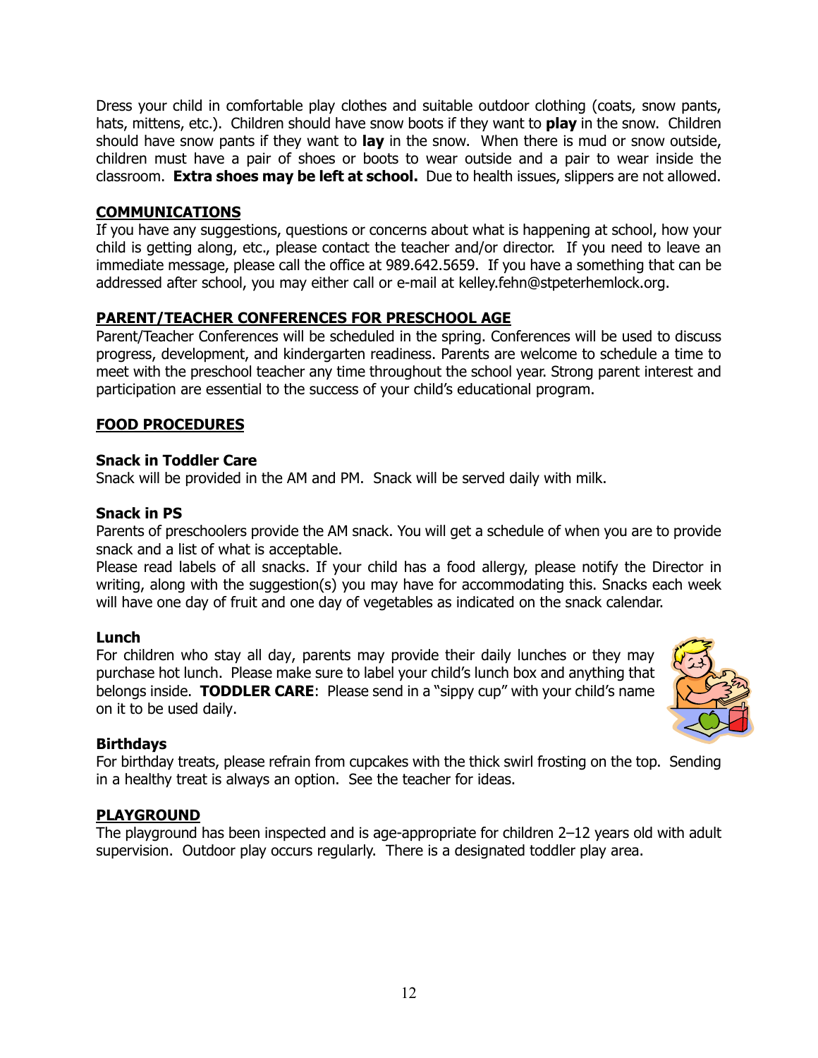Dress your child in comfortable play clothes and suitable outdoor clothing (coats, snow pants, hats, mittens, etc.). Children should have snow boots if they want to **play** in the snow. Children should have snow pants if they want to **lay** in the snow. When there is mud or snow outside, children must have a pair of shoes or boots to wear outside and a pair to wear inside the classroom. **Extra shoes may be left at school.** Due to health issues, slippers are not allowed.

## COMMUNICATIONS

If you have any suggestions, questions or concerns about what is happening at school, how your child is getting along, etc., please contact the teacher and/or director. If you need to leave an immediate message, please call the office at 989.642.5659. If you have a something that can be addressed after school, you may either call or e-mail at kelley.fehn@stpeterhemlock.org.

## PARENT/TEACHER CONFERENCES FOR PRESCHOOL AGE

Parent/Teacher Conferences will be scheduled in the spring. Conferences will be used to discuss progress, development, and kindergarten readiness. Parents are welcome to schedule a time to meet with the preschool teacher any time throughout the school year. Strong parent interest and participation are essential to the success of your child's educational program.

## FOOD PROCEDURES

### Snack in Toddler Care

Snack will be provided in the AM and PM. Snack will be served daily with milk.

### Snack in PS

Parents of preschoolers provide the AM snack. You will get a schedule of when you are to provide snack and a list of what is acceptable.

Please read labels of all snacks. If your child has a food allergy, please notify the Director in writing, along with the suggestion(s) you may have for accommodating this. Snacks each week will have one day of fruit and one day of vegetables as indicated on the snack calendar.

### Lunch

For children who stay all day, parents may provide their daily lunches or they may purchase hot lunch. Please make sure to label your child's lunch box and anything that belongs inside. **TODDLER CARE**: Please send in a "sippy cup" with your child's name on it to be used daily.

### Birthdays

For birthday treats, please refrain from cupcakes with the thick swirl frosting on the top. Sending in a healthy treat is always an option. See the teacher for ideas.

## PLAYGROUND

The playground has been inspected and is age-appropriate for children 2–12 years old with adult supervision. Outdoor play occurs regularly. There is a designated toddler play area.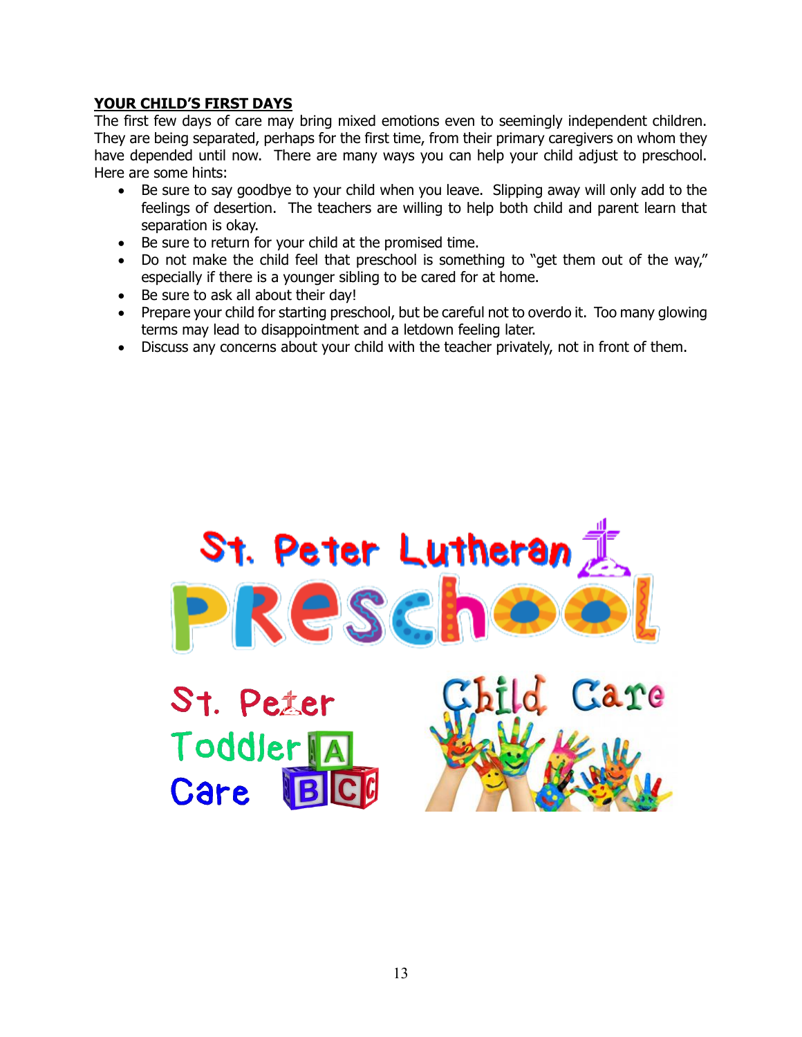## YOUR CHILD'S FIRST DAYS

The first few days of care may bring mixed emotions even to seemingly independent children. They are being separated, perhaps for the first time, from their primary caregivers on whom they have depended until now. There are many ways you can help your child adjust to preschool. Here are some hints:

- Be sure to say goodbye to your child when you leave. Slipping away will only add to the feelings of desertion. The teachers are willing to help both child and parent learn that separation is okay.
- Be sure to return for your child at the promised time.
- Do not make the child feel that preschool is something to "get them out of the way," especially if there is a younger sibling to be cared for at home.
- Be sure to ask all about their day!
- Prepare your child for starting preschool, but be careful not to overdo it. Too many glowing terms may lead to disappointment and a letdown feeling later.
- Discuss any concerns about your child with the teacher privately, not in front of them.

St. Peter Lutheran Preschool

St. Peter Toddler Care

Child Care